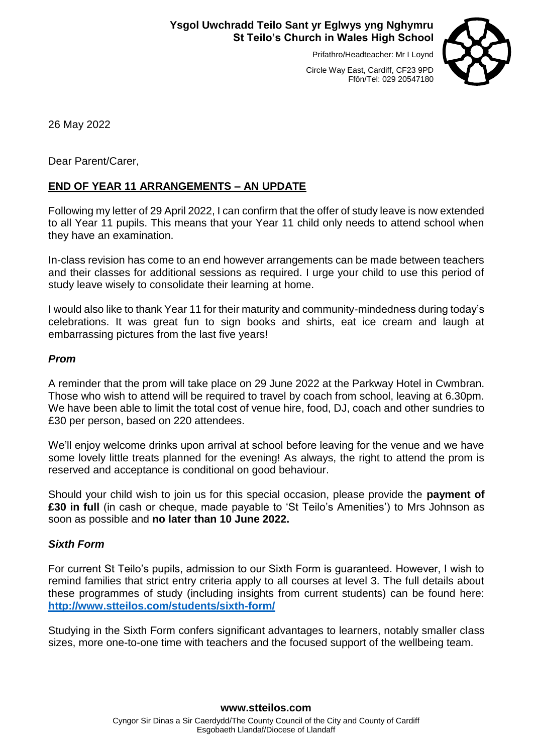**Ysgol Uwchradd Teilo Sant yr Eglwys yng Nghymru**
**St Teilo's Church in Wales High School**

Prifathro/Headteacher: Mr I Loynd

Circle Way East, Cardiff, CF23 9PD
Ffôn/Tel: 029 20547180

26 May 2022

Dear Parent/Carer,

## END OF YEAR 11 ARRANGEMENTS – AN UPDATE

Following my letter of 29 April 2022, I can confirm that the offer of study leave is now extended to all Year 11 pupils. This means that your Year 11 child only needs to attend school when they have an examination.

In-class revision has come to an end however arrangements can be made between teachers and their classes for additional sessions as required. I urge your child to use this period of study leave wisely to consolidate their learning at home.

I would also like to thank Year 11 for their maturity and community-mindedness during today's celebrations. It was great fun to sign books and shirts, eat ice cream and laugh at embarrassing pictures from the last five years!

### *Prom*

A reminder that the prom will take place on 29 June 2022 at the Parkway Hotel in Cwmbran. Those who wish to attend will be required to travel by coach from school, leaving at 6.30pm. We have been able to limit the total cost of venue hire, food, DJ, coach and other sundries to £30 per person, based on 220 attendees.

We'll enjoy welcome drinks upon arrival at school before leaving for the venue and we have some lovely little treats planned for the evening! As always, the right to attend the prom is reserved and acceptance is conditional on good behaviour.

Should your child wish to join us for this special occasion, please provide the **payment of £30 in full** (in cash or cheque, made payable to 'St Teilo's Amenities') to Mrs Johnson as soon as possible and **no later than 10 June 2022.**

### *Sixth Form*

For current St Teilo's pupils, admission to our Sixth Form is guaranteed. However, I wish to remind families that strict entry criteria apply to all courses at level 3. The full details about these programmes of study (including insights from current students) can be found here: **http://www.stteilos.com/students/sixth-form/**

Studying in the Sixth Form confers significant advantages to learners, notably smaller class sizes, more one-to-one time with teachers and the focused support of the wellbeing team.

**www.stteilos.com**

Cyngor Sir Dinas a Sir Caerdydd/The County Council of the City and County of Cardiff
Esgobaeth Llandaf/Diocese of Llandaff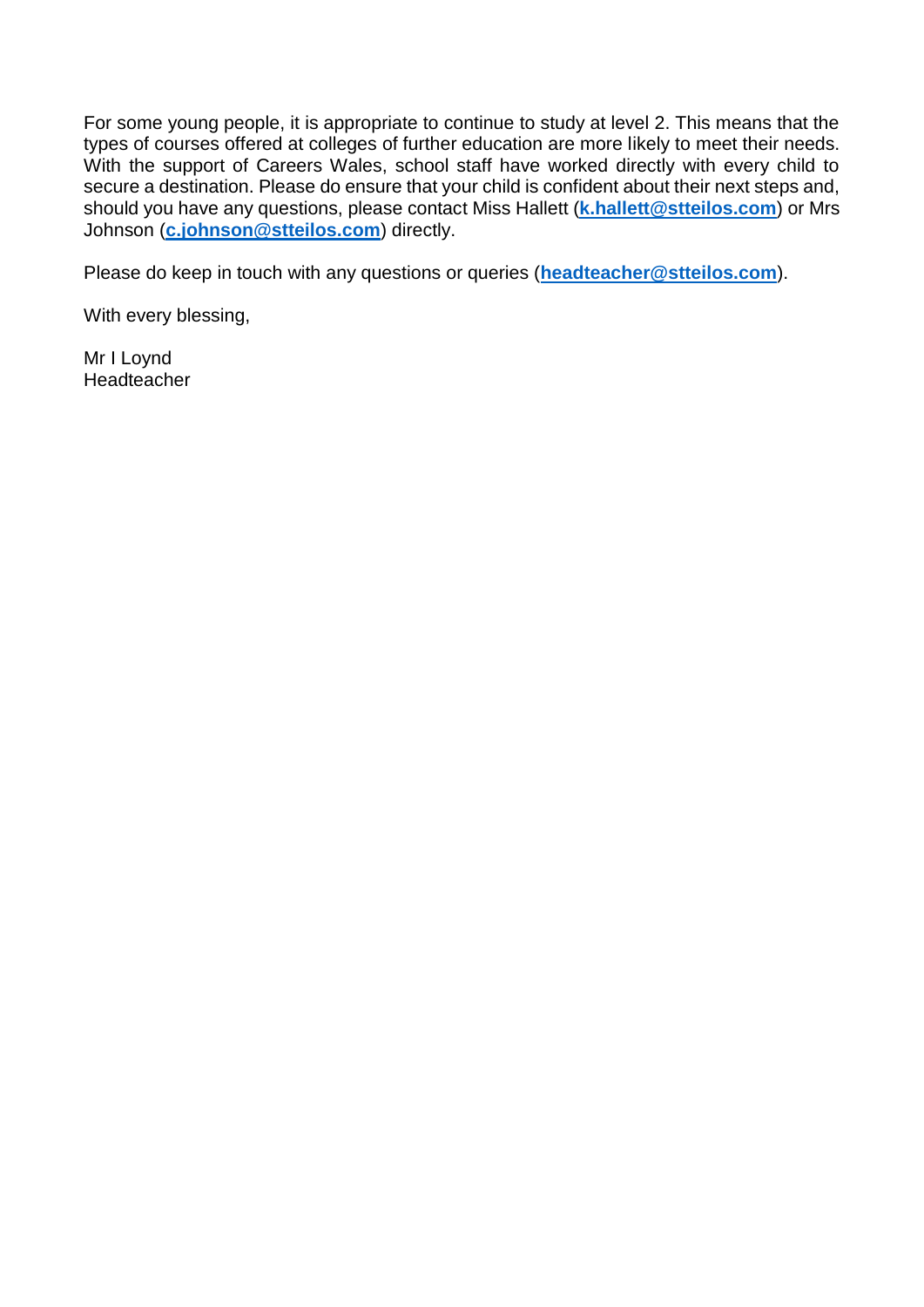For some young people, it is appropriate to continue to study at level 2. This means that the types of courses offered at colleges of further education are more likely to meet their needs. With the support of Careers Wales, school staff have worked directly with every child to secure a destination. Please do ensure that your child is confident about their next steps and, should you have any questions, please contact Miss Hallett (**k.hallett@stteilos.com**) or Mrs Johnson (**c.johnson@stteilos.com**) directly.

Please do keep in touch with any questions or queries (**headteacher@stteilos.com**).

With every blessing,

Mr I Loynd
Headteacher